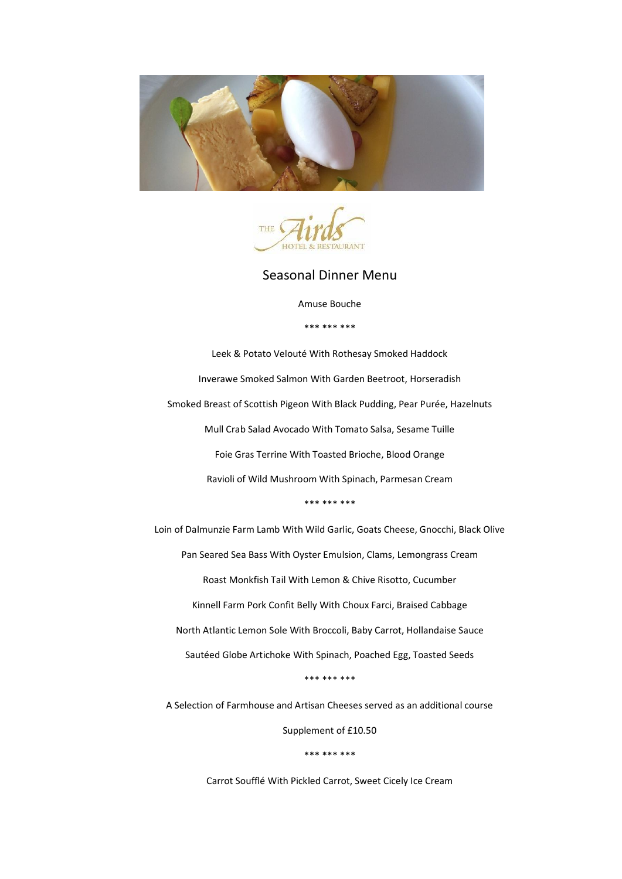THE Airds HOTEL & RESTAURANT

# Seasonal Dinner Menu

Amuse Bouche

*** *** ***

Leek & Potato Velouté With Rothesay Smoked Haddock

Inverawe Smoked Salmon With Garden Beetroot, Horseradish

Smoked Breast of Scottish Pigeon With Black Pudding, Pear Purée, Hazelnuts

Mull Crab Salad Avocado With Tomato Salsa, Sesame Tuille

Foie Gras Terrine With Toasted Brioche, Blood Orange

Ravioli of Wild Mushroom With Spinach, Parmesan Cream

*** *** ***

Loin of Dalmunzie Farm Lamb With Wild Garlic, Goats Cheese, Gnocchi, Black Olive

Pan Seared Sea Bass With Oyster Emulsion, Clams, Lemongrass Cream

Roast Monkfish Tail With Lemon & Chive Risotto, Cucumber

Kinnell Farm Pork Confit Belly With Choux Farci, Braised Cabbage

North Atlantic Lemon Sole With Broccoli, Baby Carrot, Hollandaise Sauce

Sautéed Globe Artichoke With Spinach, Poached Egg, Toasted Seeds

*** *** ***

A Selection of Farmhouse and Artisan Cheeses served as an additional course

Supplement of £10.50

*** *** ***

Carrot Soufflé With Pickled Carrot, Sweet Cicely Ice Cream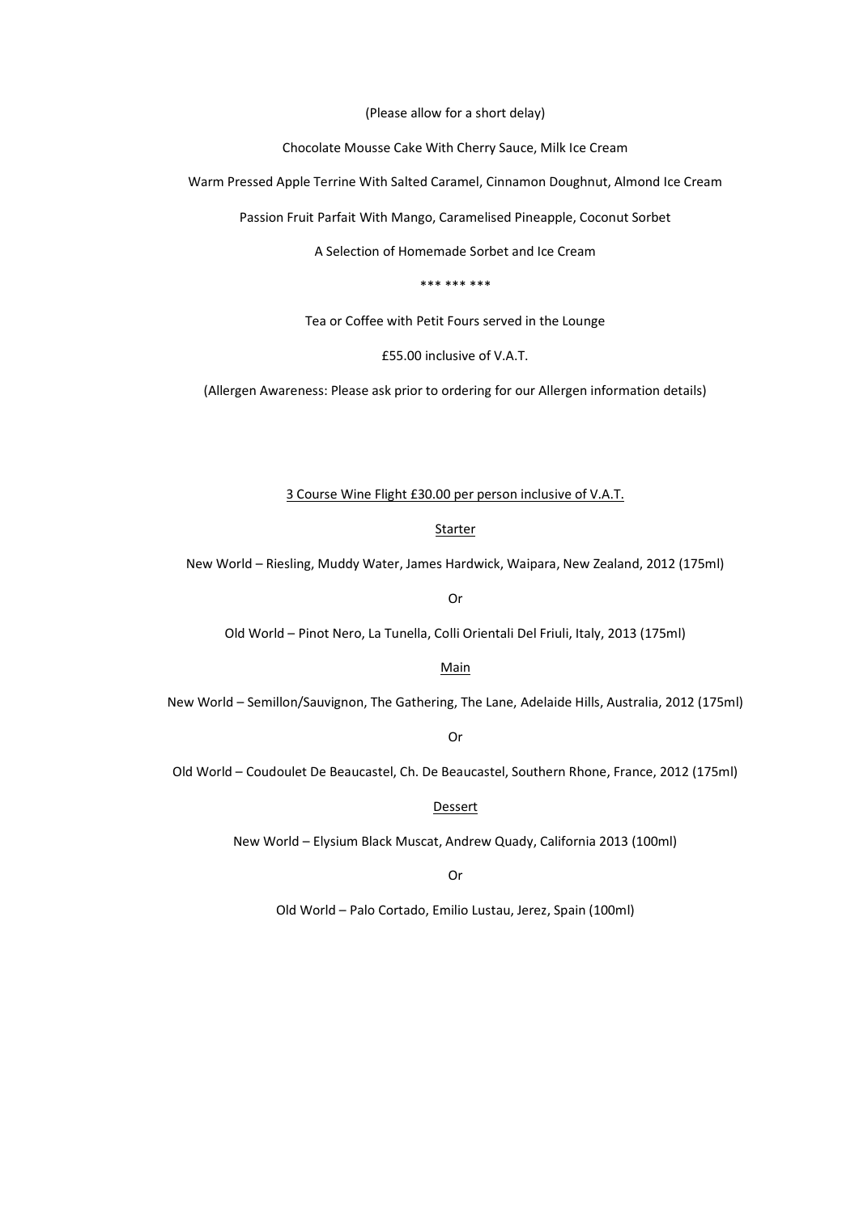(Please allow for a short delay)

Chocolate Mousse Cake With Cherry Sauce, Milk Ice Cream

Warm Pressed Apple Terrine With Salted Caramel, Cinnamon Doughnut, Almond Ice Cream

Passion Fruit Parfait With Mango, Caramelised Pineapple, Coconut Sorbet

A Selection of Homemade Sorbet and Ice Cream

*** *** ***

Tea or Coffee with Petit Fours served in the Lounge

£55.00 inclusive of V.A.T.

(Allergen Awareness: Please ask prior to ordering for our Allergen information details)

## 3 Course Wine Flight £30.00 per person inclusive of V.A.T.

### Starter

New World – Riesling, Muddy Water, James Hardwick, Waipara, New Zealand, 2012 (175ml)

Or

Old World – Pinot Nero, La Tunella, Colli Orientali Del Friuli, Italy, 2013 (175ml)

### Main

New World – Semillon/Sauvignon, The Gathering, The Lane, Adelaide Hills, Australia, 2012 (175ml)

Or

Old World – Coudoulet De Beaucastel, Ch. De Beaucastel, Southern Rhone, France, 2012 (175ml)

### Dessert

New World – Elysium Black Muscat, Andrew Quady, California 2013 (100ml)

Or

Old World – Palo Cortado, Emilio Lustau, Jerez, Spain (100ml)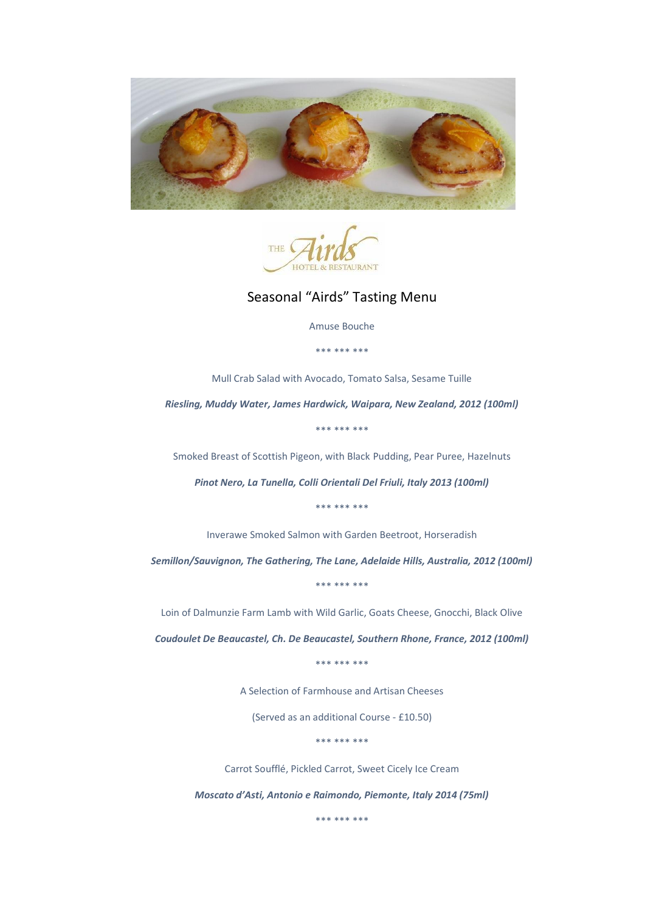## Seasonal "Airds" Tasting Menu

Amuse Bouche

\*\*\* \*\*\* \*\*\*

Mull Crab Salad with Avocado, Tomato Salsa, Sesame Tuille

***Riesling, Muddy Water, James Hardwick, Waipara, New Zealand, 2012 (100ml)***

\*\*\* \*\*\* \*\*\*

Smoked Breast of Scottish Pigeon, with Black Pudding, Pear Puree, Hazelnuts

***Pinot Nero, La Tunella, Colli Orientali Del Friuli, Italy 2013 (100ml)***

\*\*\* \*\*\* \*\*\*

Inverawe Smoked Salmon with Garden Beetroot, Horseradish

***Semillon/Sauvignon, The Gathering, The Lane, Adelaide Hills, Australia, 2012 (100ml)***

\*\*\* \*\*\* \*\*\*

Loin of Dalmunzie Farm Lamb with Wild Garlic, Goats Cheese, Gnocchi, Black Olive

***Coudoulet De Beaucastel, Ch. De Beaucastel, Southern Rhone, France, 2012 (100ml)***

\*\*\* \*\*\* \*\*\*

A Selection of Farmhouse and Artisan Cheeses

(Served as an additional Course - £10.50)

\*\*\* \*\*\* \*\*\*

Carrot Soufflé, Pickled Carrot, Sweet Cicely Ice Cream

***Moscato d'Asti, Antonio e Raimondo, Piemonte, Italy 2014 (75ml)***

\*\*\* \*\*\* \*\*\*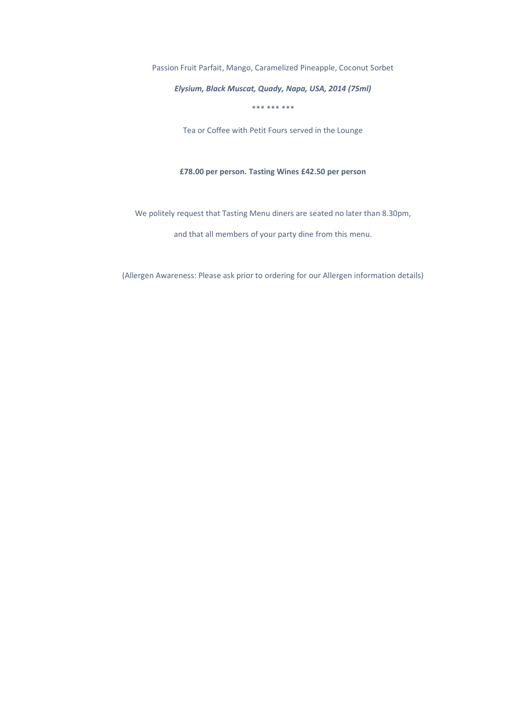Passion Fruit Parfait, Mango, Caramelized Pineapple, Coconut Sorbet

***Elysium, Black Muscat, Quady, Napa, USA, 2014 (75ml)***

*** *** ***

Tea or Coffee with Petit Fours served in the Lounge

**£78.00 per person. Tasting Wines £42.50 per person**

We politely request that Tasting Menu diners are seated no later than 8.30pm,

and that all members of your party dine from this menu.

(Allergen Awareness: Please ask prior to ordering for our Allergen information details)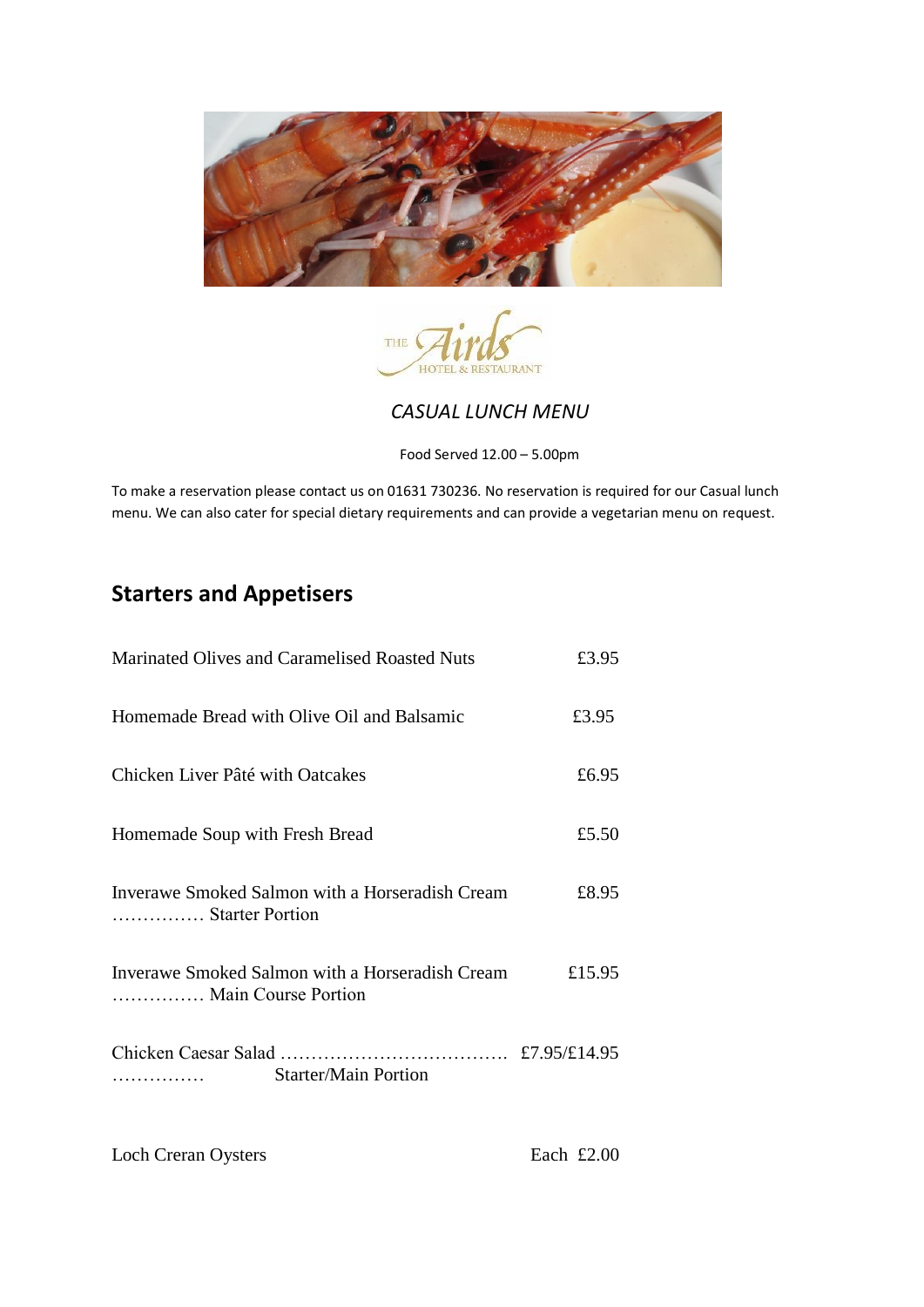THE Airds HOTEL & RESTAURANT

*CASUAL LUNCH MENU*

Food Served 12.00 – 5.00pm

To make a reservation please contact us on 01631 730236. No reservation is required for our Casual lunch menu. We can also cater for special dietary requirements and can provide a vegetarian menu on request.

## Starters and Appetisers

| Item | Price |
|---|---|
| Marinated Olives and Caramelised Roasted Nuts | £3.95 |
| Homemade Bread with Olive Oil and Balsamic | £3.95 |
| Chicken Liver Pâté with Oatcakes | £6.95 |
| Homemade Soup with Fresh Bread | £5.50 |
| Inverawe Smoked Salmon with a Horseradish Cream …………… Starter Portion | £8.95 |
| Inverawe Smoked Salmon with a Horseradish Cream …………… Main Course Portion | £15.95 |
| Chicken Caesar Salad ………………………………. …………… Starter/Main Portion | £7.95/£14.95 |
| Loch Creran Oysters | Each £2.00 |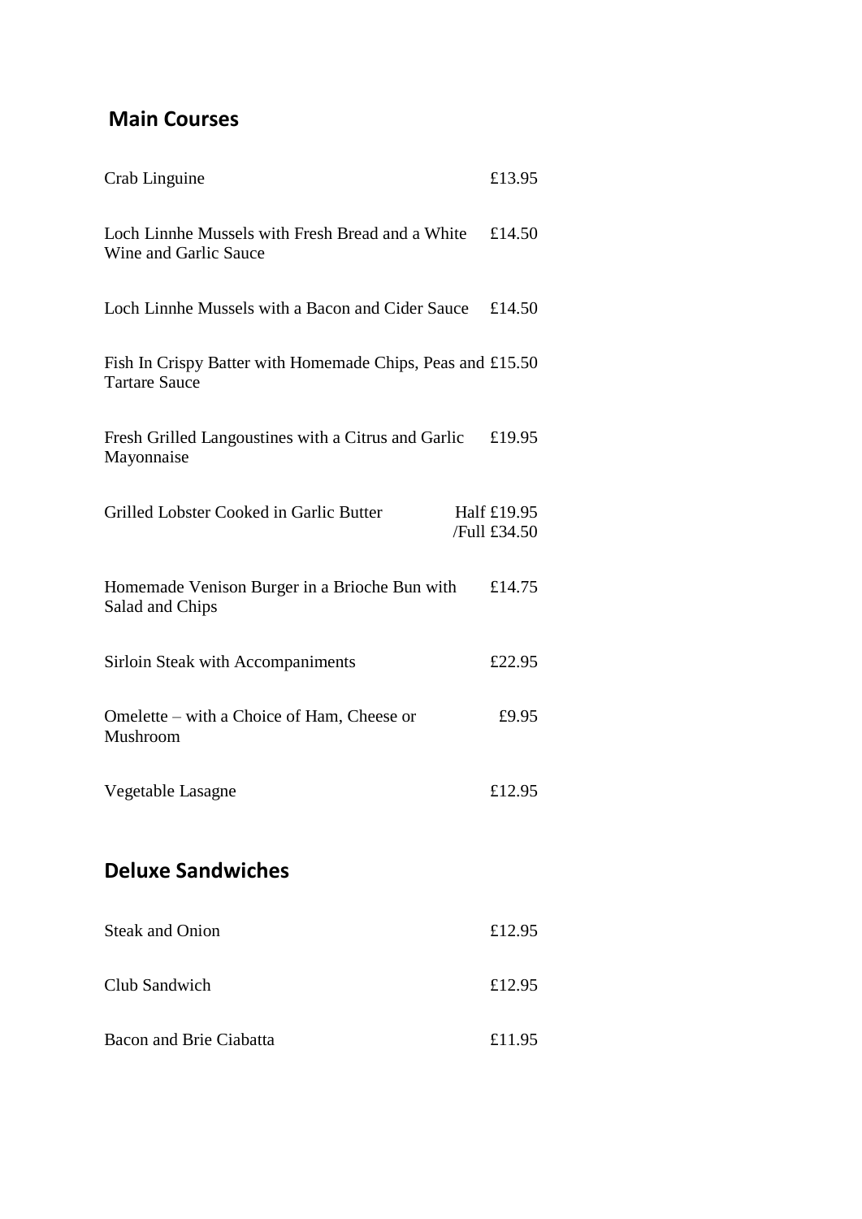## Main Courses

| | |
|---|---|
| Crab Linguine | £13.95 |
| Loch Linnhe Mussels with Fresh Bread and a White Wine and Garlic Sauce | £14.50 |
| Loch Linnhe Mussels with a Bacon and Cider Sauce | £14.50 |
| Fish In Crispy Batter with Homemade Chips, Peas and Tartare Sauce | £15.50 |
| Fresh Grilled Langoustines with a Citrus and Garlic Mayonnaise | £19.95 |
| Grilled Lobster Cooked in Garlic Butter | Half £19.95 /Full £34.50 |
| Homemade Venison Burger in a Brioche Bun with Salad and Chips | £14.75 |
| Sirloin Steak with Accompaniments | £22.95 |
| Omelette – with a Choice of Ham, Cheese or Mushroom | £9.95 |
| Vegetable Lasagne | £12.95 |

## Deluxe Sandwiches

| | |
|---|---|
| Steak and Onion | £12.95 |
| Club Sandwich | £12.95 |
| Bacon and Brie Ciabatta | £11.95 |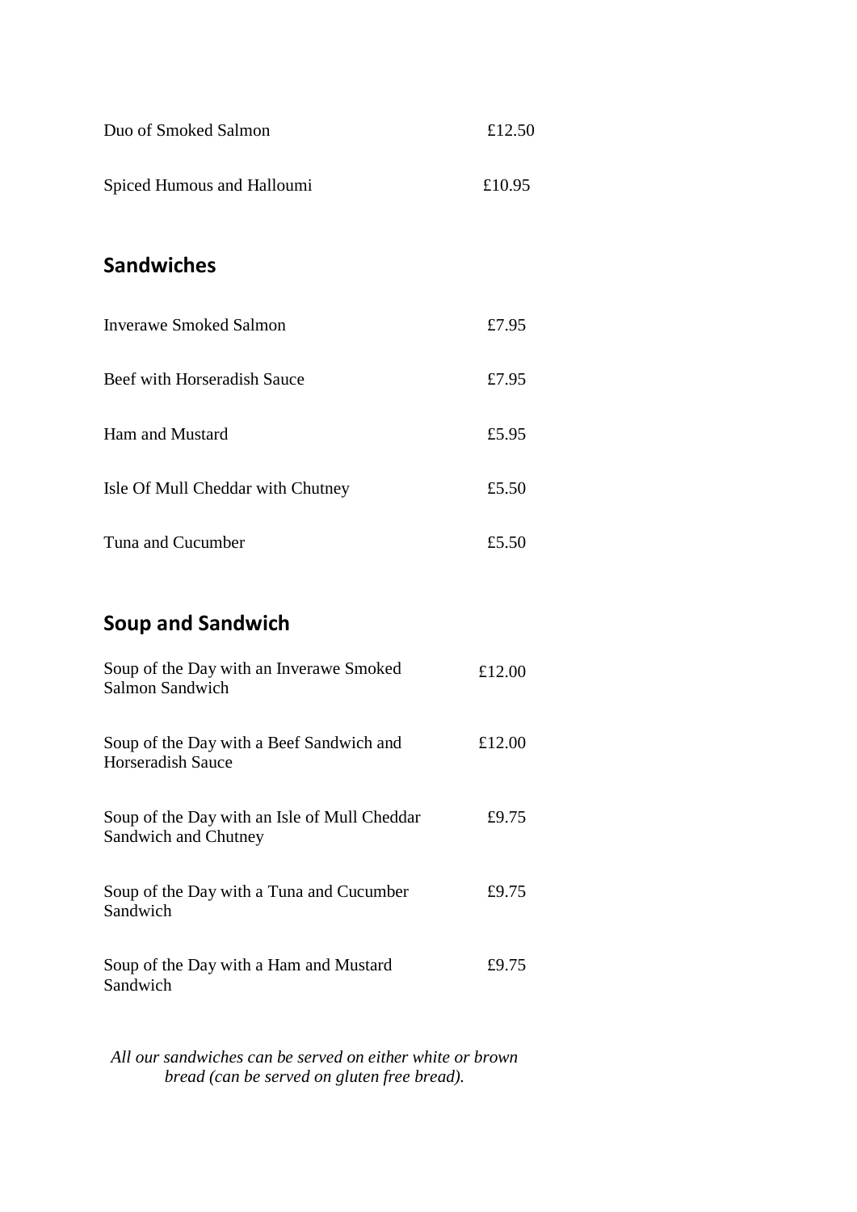| | |
|---|---|
| Duo of Smoked Salmon | £12.50 |
| Spiced Humous and Halloumi | £10.95 |

## Sandwiches

| | |
|---|---|
| Inverawe Smoked Salmon | £7.95 |
| Beef with Horseradish Sauce | £7.95 |
| Ham and Mustard | £5.95 |
| Isle Of Mull Cheddar with Chutney | £5.50 |
| Tuna and Cucumber | £5.50 |

## Soup and Sandwich

| | |
|---|---|
| Soup of the Day with an Inverawe Smoked Salmon Sandwich | £12.00 |
| Soup of the Day with a Beef Sandwich and Horseradish Sauce | £12.00 |
| Soup of the Day with an Isle of Mull Cheddar Sandwich and Chutney | £9.75 |
| Soup of the Day with a Tuna and Cucumber Sandwich | £9.75 |
| Soup of the Day with a Ham and Mustard Sandwich | £9.75 |

*All our sandwiches can be served on either white or brown bread (can be served on gluten free bread).*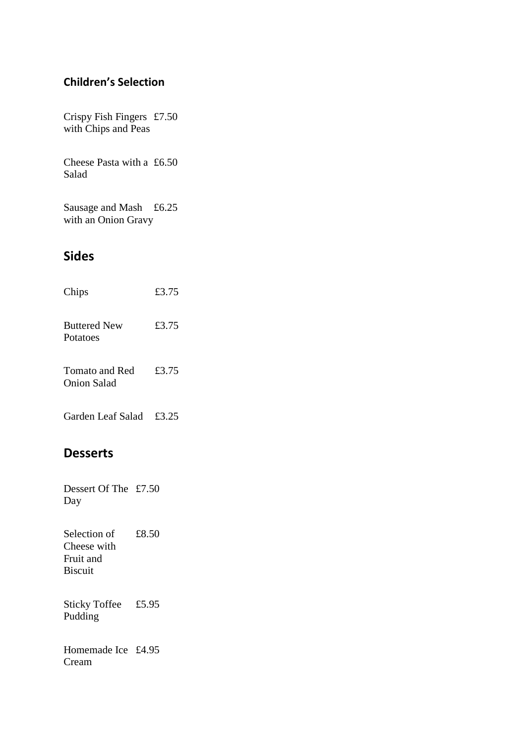### Children's Selection

| | |
|---|---|
| Crispy Fish Fingers with Chips and Peas | £7.50 |
| Cheese Pasta with a Salad | £6.50 |
| Sausage and Mash with an Onion Gravy | £6.25 |

## Sides

| | |
|---|---|
| Chips | £3.75 |
| Buttered New Potatoes | £3.75 |
| Tomato and Red Onion Salad | £3.75 |
| Garden Leaf Salad | £3.25 |

## Desserts

| | |
|---|---|
| Dessert Of The Day | £7.50 |
| Selection of Cheese with Fruit and Biscuit | £8.50 |
| Sticky Toffee Pudding | £5.95 |
| Homemade Ice Cream | £4.95 |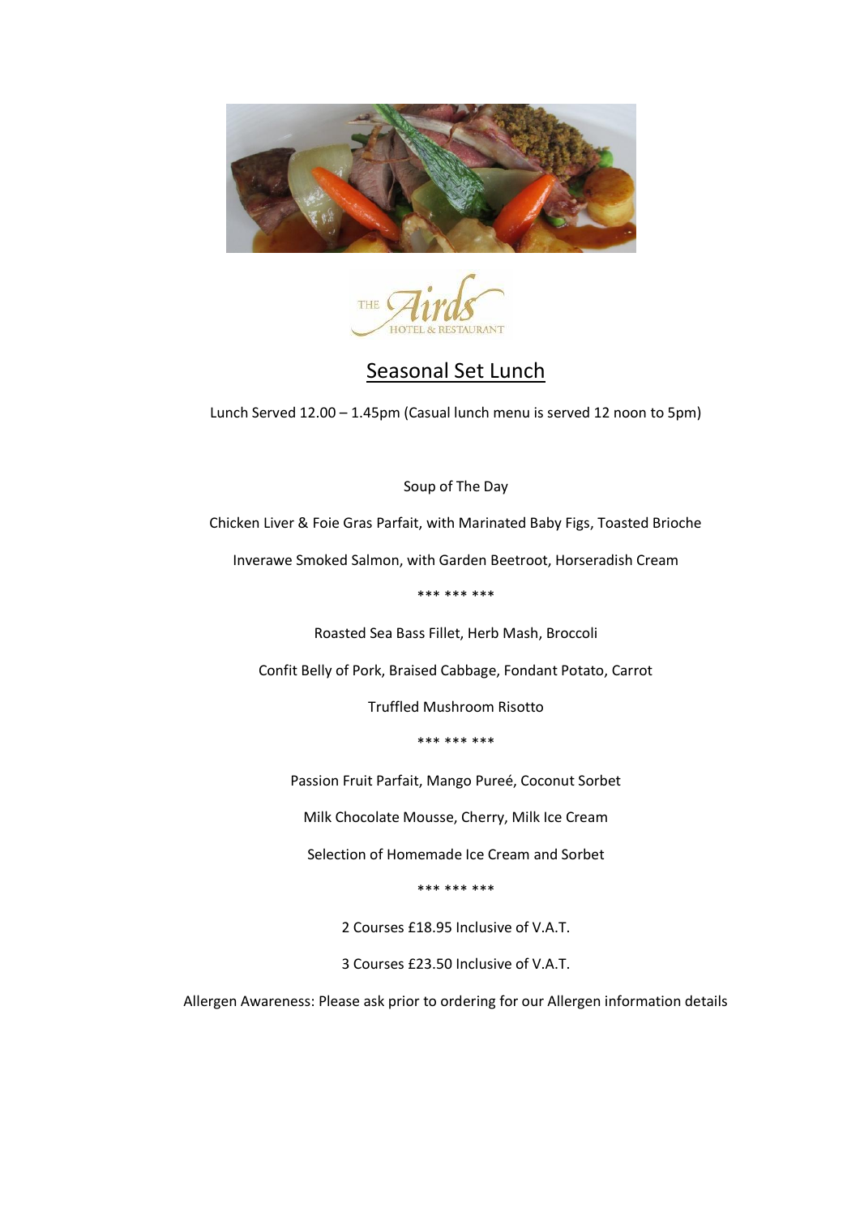# Seasonal Set Lunch

Lunch Served 12.00 – 1.45pm (Casual lunch menu is served 12 noon to 5pm)

Soup of The Day

Chicken Liver & Foie Gras Parfait, with Marinated Baby Figs, Toasted Brioche

Inverawe Smoked Salmon, with Garden Beetroot, Horseradish Cream

*** *** ***

Roasted Sea Bass Fillet, Herb Mash, Broccoli

Confit Belly of Pork, Braised Cabbage, Fondant Potato, Carrot

Truffled Mushroom Risotto

*** *** ***

Passion Fruit Parfait, Mango Pureé, Coconut Sorbet

Milk Chocolate Mousse, Cherry, Milk Ice Cream

Selection of Homemade Ice Cream and Sorbet

*** *** ***

2 Courses £18.95 Inclusive of V.A.T.

3 Courses £23.50 Inclusive of V.A.T.

Allergen Awareness: Please ask prior to ordering for our Allergen information details